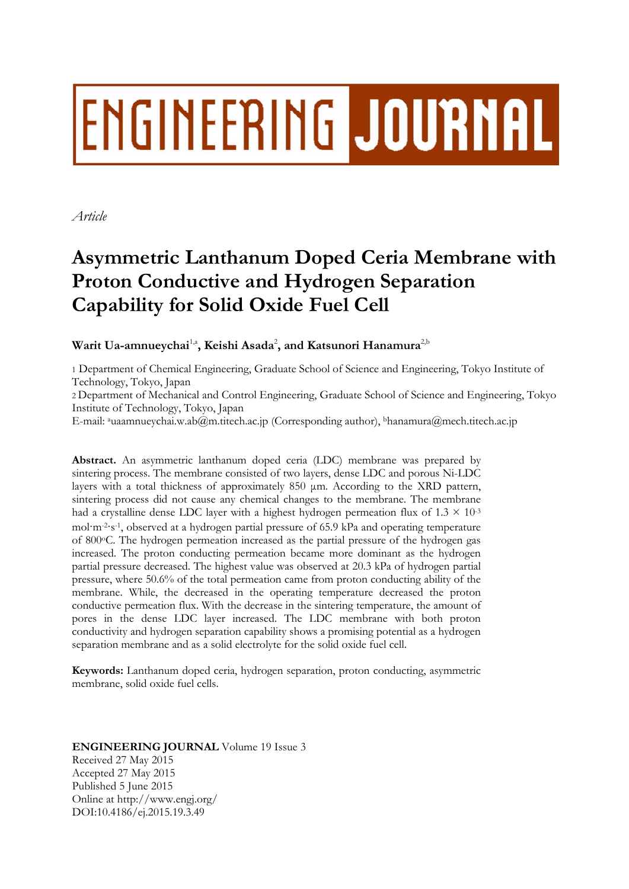# ENGINEERING JOURNAL

*Article*

# Asymmetric Lanthanum Doped Ceria Membrane with Proton Conductive and Hydrogen Separation Capability for Solid Oxide Fuel Cell

**Warit Ua-amnueychai[1,a], Keishi Asada[2], and Katsunori Hanamura[2,b]**

1 Department of Chemical Engineering, Graduate School of Science and Engineering, Tokyo Institute of Technology, Tokyo, Japan

2 Department of Mechanical and Control Engineering, Graduate School of Science and Engineering, Tokyo Institute of Technology, Tokyo, Japan

E-mail: [a]uaamnueychai.w.ab@m.titech.ac.jp (Corresponding author), [b]hanamura@mech.titech.ac.jp

**Abstract.** An asymmetric lanthanum doped ceria (LDC) membrane was prepared by sintering process. The membrane consisted of two layers, dense LDC and porous Ni-LDC layers with a total thickness of approximately 850 μm. According to the XRD pattern, sintering process did not cause any chemical changes to the membrane. The membrane had a crystalline dense LDC layer with a highest hydrogen permeation flux of $1.3 \times 10^{-3}$ $mol \cdot m^{-2} \cdot s^{-1}$, observed at a hydrogen partial pressure of 65.9 kPa and operating temperature of 800°C. The hydrogen permeation increased as the partial pressure of the hydrogen gas increased. The proton conducting permeation became more dominant as the hydrogen partial pressure decreased. The highest value was observed at 20.3 kPa of hydrogen partial pressure, where 50.6% of the total permeation came from proton conducting ability of the membrane. While, the decreased in the operating temperature decreased the proton conductive permeation flux. With the decrease in the sintering temperature, the amount of pores in the dense LDC layer increased. The LDC membrane with both proton conductivity and hydrogen separation capability shows a promising potential as a hydrogen separation membrane and as a solid electrolyte for the solid oxide fuel cell.

**Keywords:** Lanthanum doped ceria, hydrogen separation, proton conducting, asymmetric membrane, solid oxide fuel cells.

**ENGINEERING JOURNAL** Volume 19 Issue 3
Received 27 May 2015
Accepted 27 May 2015
Published 5 June 2015
Online at http://www.engj.org/
DOI:10.4186/ej.2015.19.3.49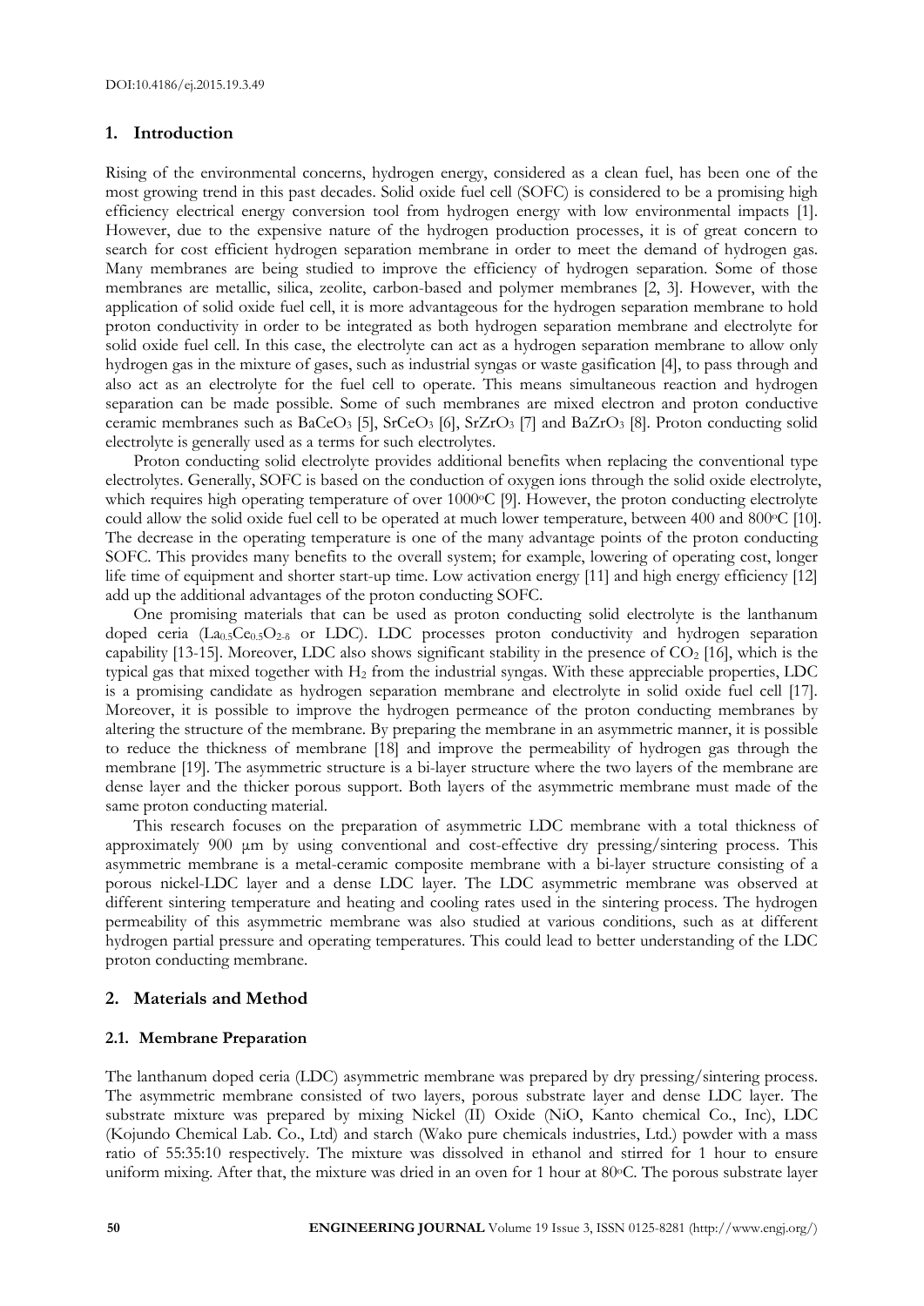## 1. Introduction

Rising of the environmental concerns, hydrogen energy, considered as a clean fuel, has been one of the most growing trend in this past decades. Solid oxide fuel cell (SOFC) is considered to be a promising high efficiency electrical energy conversion tool from hydrogen energy with low environmental impacts [1]. However, due to the expensive nature of the hydrogen production processes, it is of great concern to search for cost efficient hydrogen separation membrane in order to meet the demand of hydrogen gas. Many membranes are being studied to improve the efficiency of hydrogen separation. Some of those membranes are metallic, silica, zeolite, carbon-based and polymer membranes [2, 3]. However, with the application of solid oxide fuel cell, it is more advantageous for the hydrogen separation membrane to hold proton conductivity in order to be integrated as both hydrogen separation membrane and electrolyte for solid oxide fuel cell. In this case, the electrolyte can act as a hydrogen separation membrane to allow only hydrogen gas in the mixture of gases, such as industrial syngas or waste gasification [4], to pass through and also act as an electrolyte for the fuel cell to operate. This means simultaneous reaction and hydrogen separation can be made possible. Some of such membranes are mixed electron and proton conductive ceramic membranes such as $BaCeO_3$ [5], $SrCeO_3$ [6], $SrZrO_3$ [7] and $BaZrO_3$ [8]. Proton conducting solid electrolyte is generally used as a terms for such electrolytes.

Proton conducting solid electrolyte provides additional benefits when replacing the conventional type electrolytes. Generally, SOFC is based on the conduction of oxygen ions through the solid oxide electrolyte, which requires high operating temperature of over 1000°C [9]. However, the proton conducting electrolyte could allow the solid oxide fuel cell to be operated at much lower temperature, between 400 and 800°C [10]. The decrease in the operating temperature is one of the many advantage points of the proton conducting SOFC. This provides many benefits to the overall system; for example, lowering of operating cost, longer life time of equipment and shorter start-up time. Low activation energy [11] and high energy efficiency [12] add up the additional advantages of the proton conducting SOFC.

One promising materials that can be used as proton conducting solid electrolyte is the lanthanum doped ceria ($La_{0.5}Ce_{0.5}O_{2-\delta}$ or LDC). LDC processes proton conductivity and hydrogen separation capability [13-15]. Moreover, LDC also shows significant stability in the presence of $CO_2$ [16], which is the typical gas that mixed together with $H_2$ from the industrial syngas. With these appreciable properties, LDC is a promising candidate as hydrogen separation membrane and electrolyte in solid oxide fuel cell [17]. Moreover, it is possible to improve the hydrogen permeance of the proton conducting membranes by altering the structure of the membrane. By preparing the membrane in an asymmetric manner, it is possible to reduce the thickness of membrane [18] and improve the permeability of hydrogen gas through the membrane [19]. The asymmetric structure is a bi-layer structure where the two layers of the membrane are dense layer and the thicker porous support. Both layers of the asymmetric membrane must made of the same proton conducting material.

This research focuses on the preparation of asymmetric LDC membrane with a total thickness of approximately 900 µm by using conventional and cost-effective dry pressing/sintering process. This asymmetric membrane is a metal-ceramic composite membrane with a bi-layer structure consisting of a porous nickel-LDC layer and a dense LDC layer. The LDC asymmetric membrane was observed at different sintering temperature and heating and cooling rates used in the sintering process. The hydrogen permeability of this asymmetric membrane was also studied at various conditions, such as at different hydrogen partial pressure and operating temperatures. This could lead to better understanding of the LDC proton conducting membrane.

## 2. Materials and Method

### 2.1. Membrane Preparation

The lanthanum doped ceria (LDC) asymmetric membrane was prepared by dry pressing/sintering process. The asymmetric membrane consisted of two layers, porous substrate layer and dense LDC layer. The substrate mixture was prepared by mixing Nickel (II) Oxide (NiO, Kanto chemical Co., Inc), LDC (Kojundo Chemical Lab. Co., Ltd) and starch (Wako pure chemicals industries, Ltd.) powder with a mass ratio of 55:35:10 respectively. The mixture was dissolved in ethanol and stirred for 1 hour to ensure uniform mixing. After that, the mixture was dried in an oven for 1 hour at 80°C. The porous substrate layer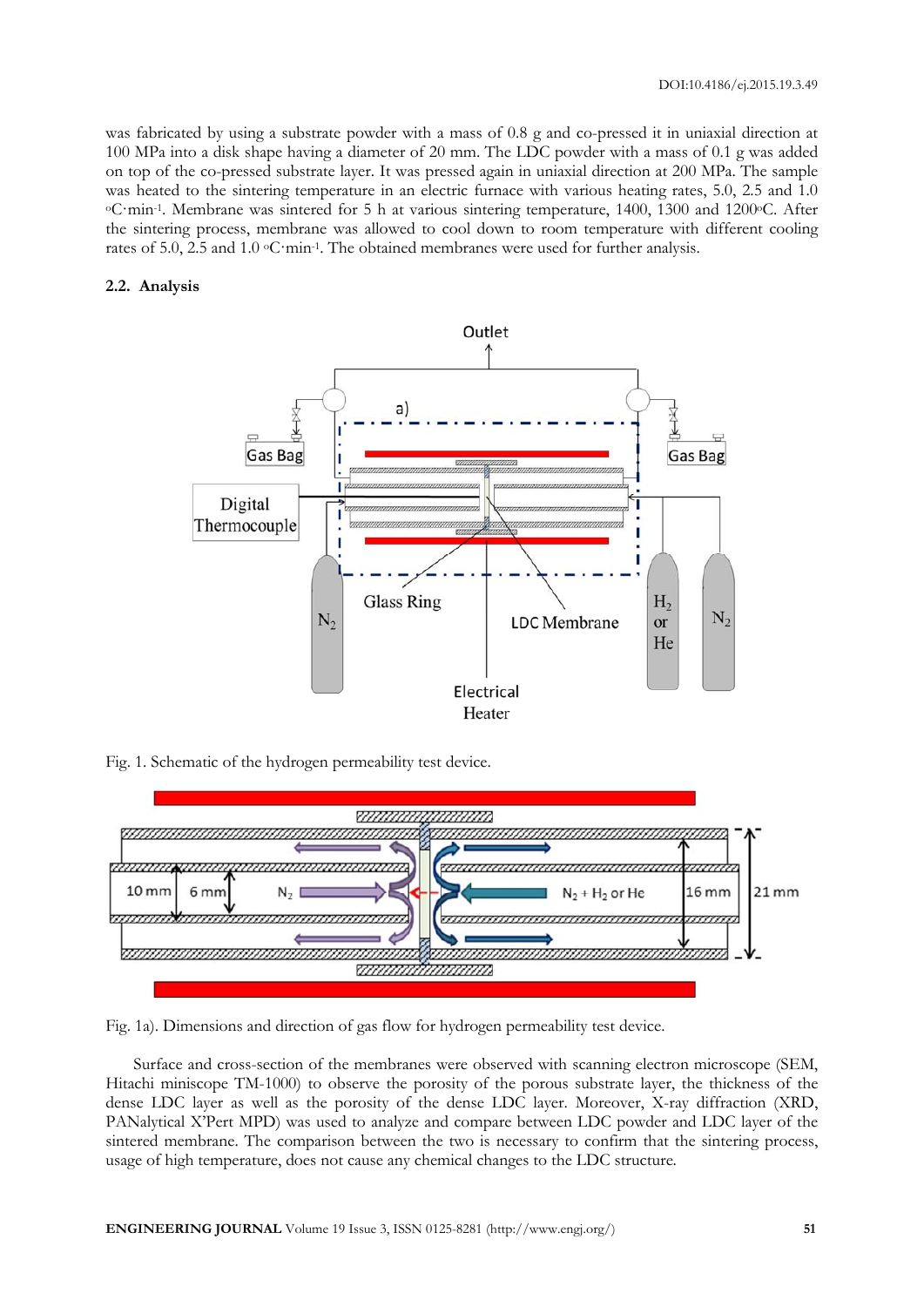was fabricated by using a substrate powder with a mass of 0.8 g and co-pressed it in uniaxial direction at 100 MPa into a disk shape having a diameter of 20 mm. The LDC powder with a mass of 0.1 g was added on top of the co-pressed substrate layer. It was pressed again in uniaxial direction at 200 MPa. The sample was heated to the sintering temperature in an electric furnace with various heating rates, 5.0, 2.5 and 1.0 $^{o}C{\cdot}min^{-1}$. Membrane was sintered for 5 h at various sintering temperature, 1400, 1300 and 1200$^{o}$C. After the sintering process, membrane was allowed to cool down to room temperature with different cooling rates of 5.0, 2.5 and 1.0 $^{o}C{\cdot}min^{-1}$. The obtained membranes were used for further analysis.

### 2.2. Analysis

Fig. 1. Schematic of the hydrogen permeability test device.

Fig. 1a). Dimensions and direction of gas flow for hydrogen permeability test device.

Surface and cross-section of the membranes were observed with scanning electron microscope (SEM, Hitachi miniscope TM-1000) to observe the porosity of the porous substrate layer, the thickness of the dense LDC layer as well as the porosity of the dense LDC layer. Moreover, X-ray diffraction (XRD, PANalytical X'Pert MPD) was used to analyze and compare between LDC powder and LDC layer of the sintered membrane. The comparison between the two is necessary to confirm that the sintering process, usage of high temperature, does not cause any chemical changes to the LDC structure.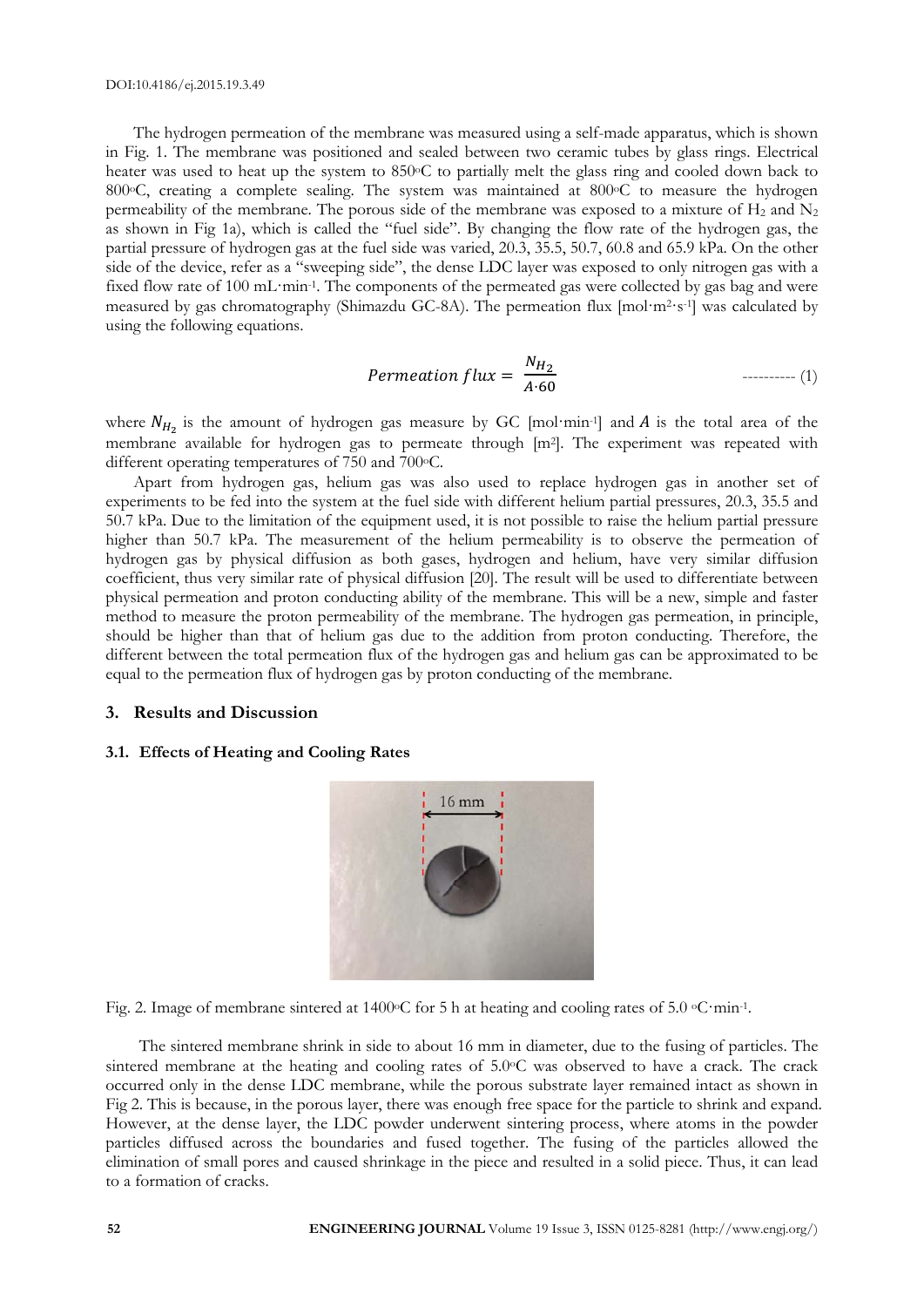The hydrogen permeation of the membrane was measured using a self-made apparatus, which is shown in Fig. 1. The membrane was positioned and sealed between two ceramic tubes by glass rings. Electrical heater was used to heat up the system to 850°C to partially melt the glass ring and cooled down back to 800°C, creating a complete sealing. The system was maintained at 800°C to measure the hydrogen permeability of the membrane. The porous side of the membrane was exposed to a mixture of $H_2$ and $N_2$ as shown in Fig 1a), which is called the "fuel side". By changing the flow rate of the hydrogen gas, the partial pressure of hydrogen gas at the fuel side was varied, 20.3, 35.5, 50.7, 60.8 and 65.9 kPa. On the other side of the device, refer as a "sweeping side", the dense LDC layer was exposed to only nitrogen gas with a fixed flow rate of 100 mL·min$^{-1}$. The components of the permeated gas were collected by gas bag and were measured by gas chromatography (Shimazdu GC-8A). The permeation flux [mol·m$^{2}$·s$^{-1}$] was calculated by using the following equations.

$$Permeation\ flux = \frac{N_{H_2}}{A \cdot 60} \quad \text{---------- (1)}$$

where $N_{H_2}$ is the amount of hydrogen gas measure by GC [mol·min$^{-1}$] and $A$ is the total area of the membrane available for hydrogen gas to permeate through [m$^2$]. The experiment was repeated with different operating temperatures of 750 and 700°C.

Apart from hydrogen gas, helium gas was also used to replace hydrogen gas in another set of experiments to be fed into the system at the fuel side with different helium partial pressures, 20.3, 35.5 and 50.7 kPa. Due to the limitation of the equipment used, it is not possible to raise the helium partial pressure higher than 50.7 kPa. The measurement of the helium permeability is to observe the permeation of hydrogen gas by physical diffusion as both gases, hydrogen and helium, have very similar diffusion coefficient, thus very similar rate of physical diffusion [20]. The result will be used to differentiate between physical permeation and proton conducting ability of the membrane. This will be a new, simple and faster method to measure the proton permeability of the membrane. The hydrogen gas permeation, in principle, should be higher than that of helium gas due to the addition from proton conducting. Therefore, the different between the total permeation flux of the hydrogen gas and helium gas can be approximated to be equal to the permeation flux of hydrogen gas by proton conducting of the membrane.

## 3. Results and Discussion

### 3.1. Effects of Heating and Cooling Rates

Fig. 2. Image of membrane sintered at 1400°C for 5 h at heating and cooling rates of 5.0 °C·min$^{-1}$.

The sintered membrane shrink in side to about 16 mm in diameter, due to the fusing of particles. The sintered membrane at the heating and cooling rates of 5.0°C was observed to have a crack. The crack occurred only in the dense LDC membrane, while the porous substrate layer remained intact as shown in Fig 2. This is because, in the porous layer, there was enough free space for the particle to shrink and expand. However, at the dense layer, the LDC powder underwent sintering process, where atoms in the powder particles diffused across the boundaries and fused together. The fusing of the particles allowed the elimination of small pores and caused shrinkage in the piece and resulted in a solid piece. Thus, it can lead to a formation of cracks.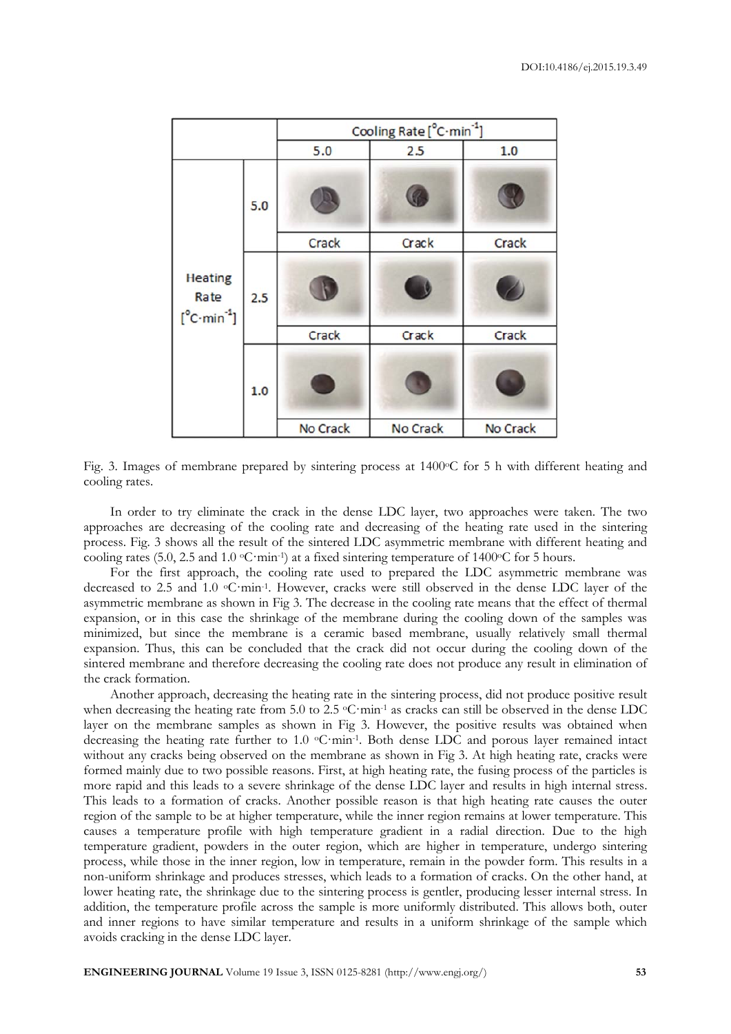| | | Cooling Rate [°C·min$^{-1}$] | | |
|---|---|---|---|---|
| | | 5.0 | 2.5 | 1.0 |
| Heating Rate [°C·min$^{-1}$] | 5.0 | Crack | Crack | Crack |
| | 2.5 | Crack | Crack | Crack |
| | 1.0 | No Crack | No Crack | No Crack |

Fig. 3. Images of membrane prepared by sintering process at 1400°C for 5 h with different heating and cooling rates.

In order to try eliminate the crack in the dense LDC layer, two approaches were taken. The two approaches are decreasing of the cooling rate and decreasing of the heating rate used in the sintering process. Fig. 3 shows all the result of the sintered LDC asymmetric membrane with different heating and cooling rates (5.0, 2.5 and 1.0 °C·min$^{-1}$) at a fixed sintering temperature of 1400°C for 5 hours.

For the first approach, the cooling rate used to prepared the LDC asymmetric membrane was decreased to 2.5 and 1.0 °C·min$^{-1}$. However, cracks were still observed in the dense LDC layer of the asymmetric membrane as shown in Fig 3. The decrease in the cooling rate means that the effect of thermal expansion, or in this case the shrinkage of the membrane during the cooling down of the samples was minimized, but since the membrane is a ceramic based membrane, usually relatively small thermal expansion. Thus, this can be concluded that the crack did not occur during the cooling down of the sintered membrane and therefore decreasing the cooling rate does not produce any result in elimination of the crack formation.

Another approach, decreasing the heating rate in the sintering process, did not produce positive result when decreasing the heating rate from 5.0 to 2.5 °C·min$^{-1}$ as cracks can still be observed in the dense LDC layer on the membrane samples as shown in Fig 3. However, the positive results was obtained when decreasing the heating rate further to 1.0 °C·min$^{-1}$. Both dense LDC and porous layer remained intact without any cracks being observed on the membrane as shown in Fig 3. At high heating rate, cracks were formed mainly due to two possible reasons. First, at high heating rate, the fusing process of the particles is more rapid and this leads to a severe shrinkage of the dense LDC layer and results in high internal stress. This leads to a formation of cracks. Another possible reason is that high heating rate causes the outer region of the sample to be at higher temperature, while the inner region remains at lower temperature. This causes a temperature profile with high temperature gradient in a radial direction. Due to the high temperature gradient, powders in the outer region, which are higher in temperature, undergo sintering process, while those in the inner region, low in temperature, remain in the powder form. This results in a non-uniform shrinkage and produces stresses, which leads to a formation of cracks. On the other hand, at lower heating rate, the shrinkage due to the sintering process is gentler, producing lesser internal stress. In addition, the temperature profile across the sample is more uniformly distributed. This allows both, outer and inner regions to have similar temperature and results in a uniform shrinkage of the sample which avoids cracking in the dense LDC layer.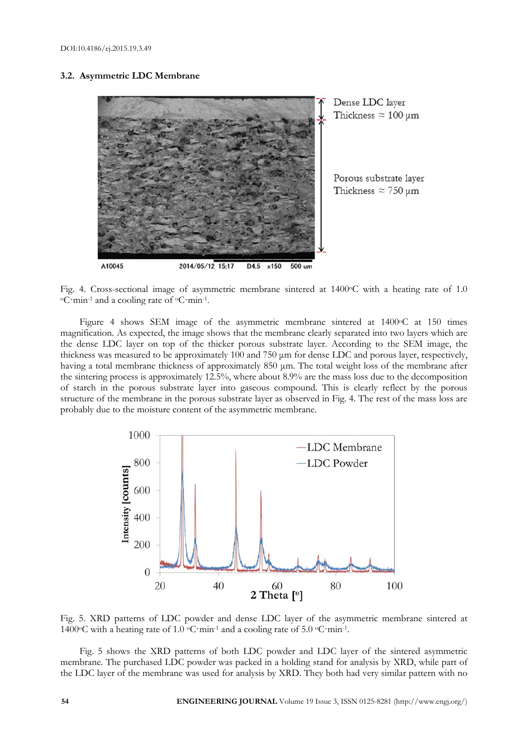### 3.2. Asymmetric LDC Membrane

Fig. 4. Cross-sectional image of asymmetric membrane sintered at 1400°C with a heating rate of 1.0 °C·min$^{-1}$ and a cooling rate of °C·min$^{-1}$.

Figure 4 shows SEM image of the asymmetric membrane sintered at 1400°C at 150 times magnification. As expected, the image shows that the membrane clearly separated into two layers which are the dense LDC layer on top of the thicker porous substrate layer. According to the SEM image, the thickness was measured to be approximately 100 and 750 µm for dense LDC and porous layer, respectively, having a total membrane thickness of approximately 850 µm. The total weight loss of the membrane after the sintering process is approximately 12.5%, where about 8.9% are the mass loss due to the decomposition of starch in the porous substrate layer into gaseous compound. This is clearly reflect by the porous structure of the membrane in the porous substrate layer as observed in Fig. 4. The rest of the mass loss are probably due to the moisture content of the asymmetric membrane.

Fig. 5. XRD patterns of LDC powder and dense LDC layer of the asymmetric membrane sintered at 1400°C with a heating rate of 1.0 °C·min$^{-1}$ and a cooling rate of 5.0 °C·min$^{-1}$.

Fig. 5 shows the XRD patterns of both LDC powder and LDC layer of the sintered asymmetric membrane. The purchased LDC powder was packed in a holding stand for analysis by XRD, while part of the LDC layer of the membrane was used for analysis by XRD. They both had very similar pattern with no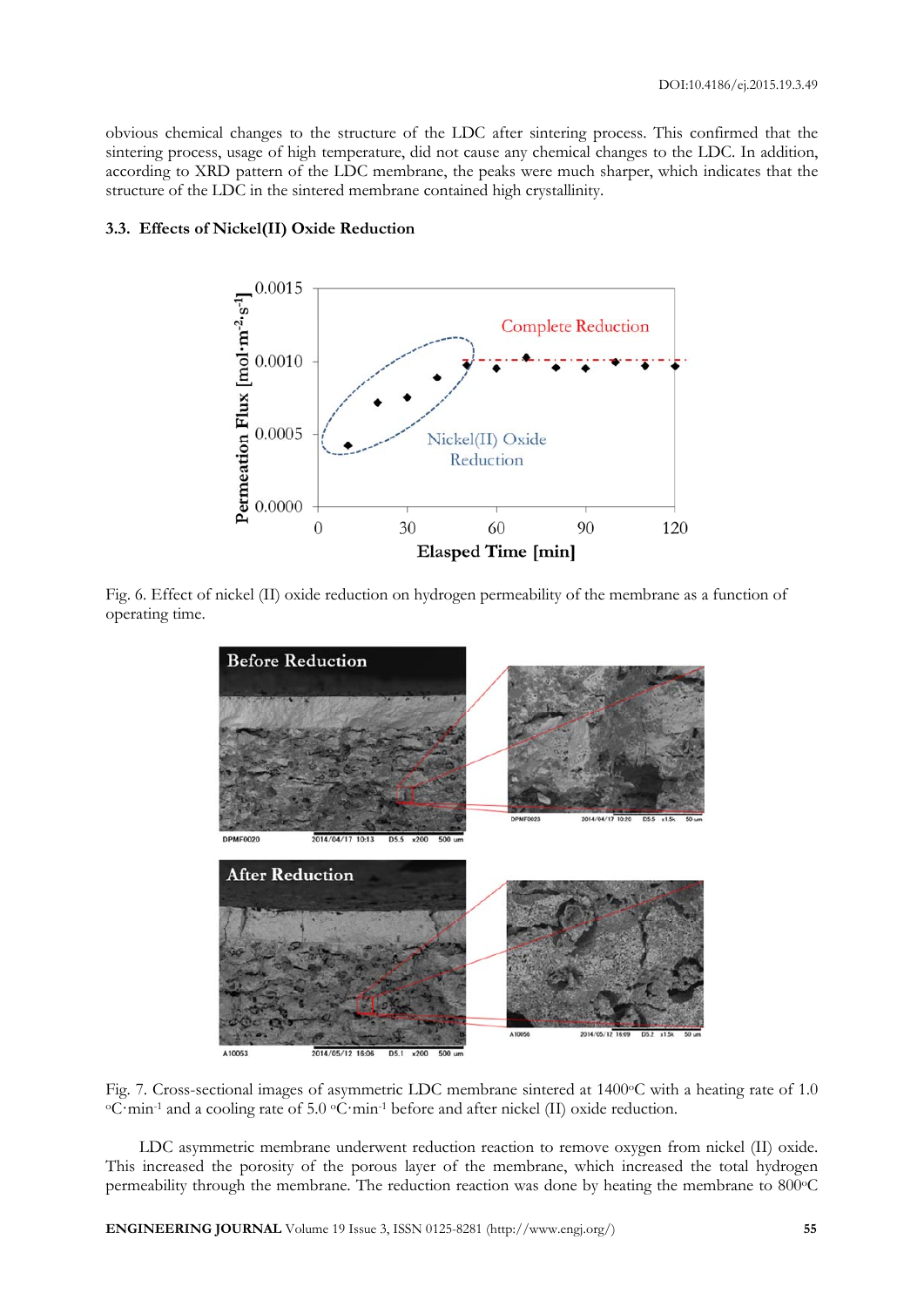obvious chemical changes to the structure of the LDC after sintering process. This confirmed that the sintering process, usage of high temperature, did not cause any chemical changes to the LDC. In addition, according to XRD pattern of the LDC membrane, the peaks were much sharper, which indicates that the structure of the LDC in the sintered membrane contained high crystallinity.

### 3.3. Effects of Nickel(II) Oxide Reduction

Fig. 6. Effect of nickel (II) oxide reduction on hydrogen permeability of the membrane as a function of operating time.

Fig. 7. Cross-sectional images of asymmetric LDC membrane sintered at 1400°C with a heating rate of 1.0 °C·min$^{-1}$ and a cooling rate of 5.0 °C·min$^{-1}$ before and after nickel (II) oxide reduction.

LDC asymmetric membrane underwent reduction reaction to remove oxygen from nickel (II) oxide. This increased the porosity of the porous layer of the membrane, which increased the total hydrogen permeability through the membrane. The reduction reaction was done by heating the membrane to 800°C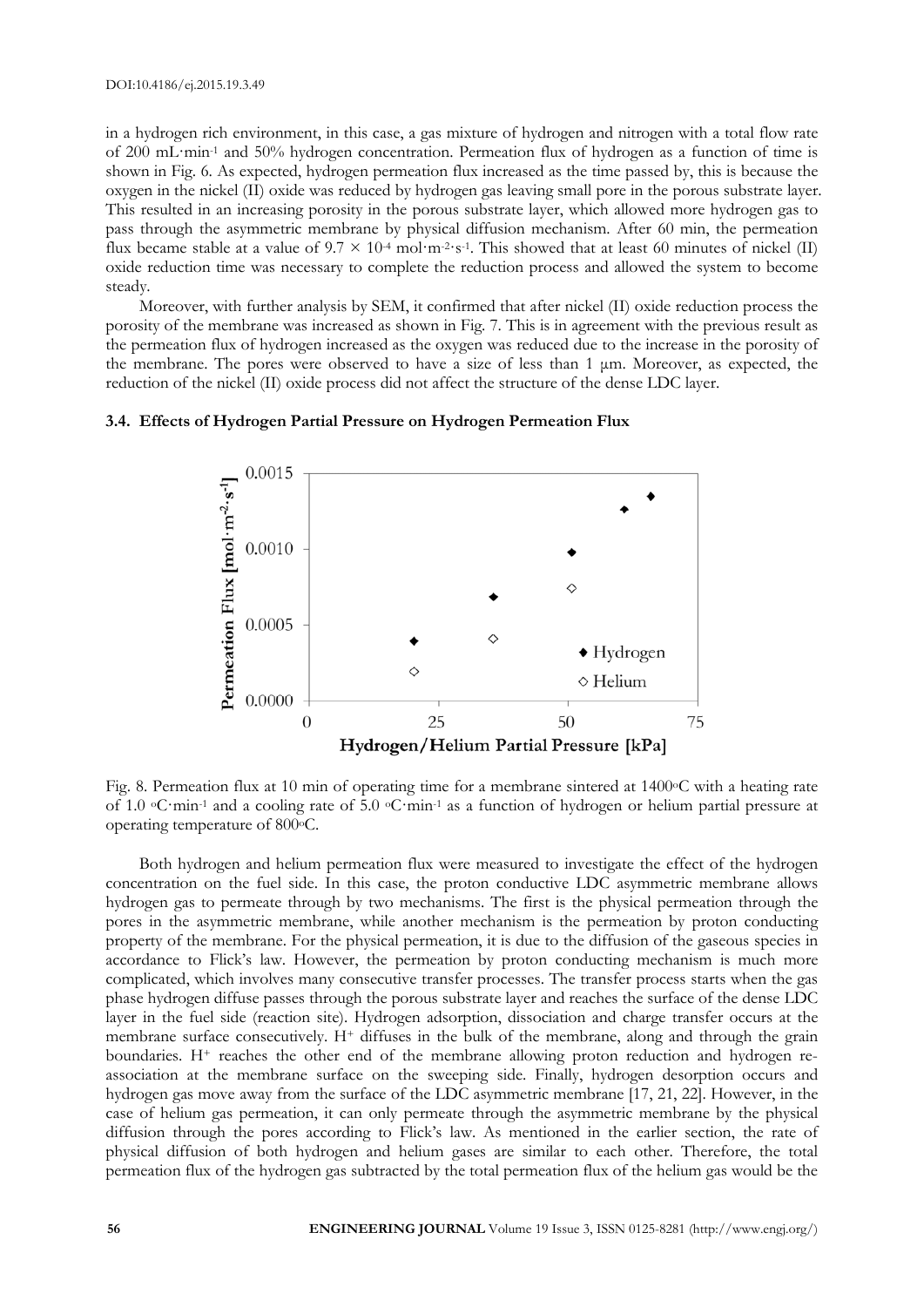in a hydrogen rich environment, in this case, a gas mixture of hydrogen and nitrogen with a total flow rate of 200 mL·min$^{-1}$ and 50% hydrogen concentration. Permeation flux of hydrogen as a function of time is shown in Fig. 6. As expected, hydrogen permeation flux increased as the time passed by, this is because the oxygen in the nickel (II) oxide was reduced by hydrogen gas leaving small pore in the porous substrate layer. This resulted in an increasing porosity in the porous substrate layer, which allowed more hydrogen gas to pass through the asymmetric membrane by physical diffusion mechanism. After 60 min, the permeation flux became stable at a value of $9.7 \times 10^{-4}$ mol·m$^{-2}$·s$^{-1}$. This showed that at least 60 minutes of nickel (II) oxide reduction time was necessary to complete the reduction process and allowed the system to become steady.

Moreover, with further analysis by SEM, it confirmed that after nickel (II) oxide reduction process the porosity of the membrane was increased as shown in Fig. 7. This is in agreement with the previous result as the permeation flux of hydrogen increased as the oxygen was reduced due to the increase in the porosity of the membrane. The pores were observed to have a size of less than 1 μm. Moreover, as expected, the reduction of the nickel (II) oxide process did not affect the structure of the dense LDC layer.

### 3.4. Effects of Hydrogen Partial Pressure on Hydrogen Permeation Flux

Fig. 8. Permeation flux at 10 min of operating time for a membrane sintered at 1400°C with a heating rate of 1.0 °C·min$^{-1}$ and a cooling rate of 5.0 °C·min$^{-1}$ as a function of hydrogen or helium partial pressure at operating temperature of 800°C.

Both hydrogen and helium permeation flux were measured to investigate the effect of the hydrogen concentration on the fuel side. In this case, the proton conductive LDC asymmetric membrane allows hydrogen gas to permeate through by two mechanisms. The first is the physical permeation through the pores in the asymmetric membrane, while another mechanism is the permeation by proton conducting property of the membrane. For the physical permeation, it is due to the diffusion of the gaseous species in accordance to Flick's law. However, the permeation by proton conducting mechanism is much more complicated, which involves many consecutive transfer processes. The transfer process starts when the gas phase hydrogen diffuse passes through the porous substrate layer and reaches the surface of the dense LDC layer in the fuel side (reaction site). Hydrogen adsorption, dissociation and charge transfer occurs at the membrane surface consecutively. $H^+$ diffuses in the bulk of the membrane, along and through the grain boundaries. $H^+$ reaches the other end of the membrane allowing proton reduction and hydrogen re-association at the membrane surface on the sweeping side. Finally, hydrogen desorption occurs and hydrogen gas move away from the surface of the LDC asymmetric membrane [17, 21, 22]. However, in the case of helium gas permeation, it can only permeate through the asymmetric membrane by the physical diffusion through the pores according to Flick's law. As mentioned in the earlier section, the rate of physical diffusion of both hydrogen and helium gases are similar to each other. Therefore, the total permeation flux of the hydrogen gas subtracted by the total permeation flux of the helium gas would be the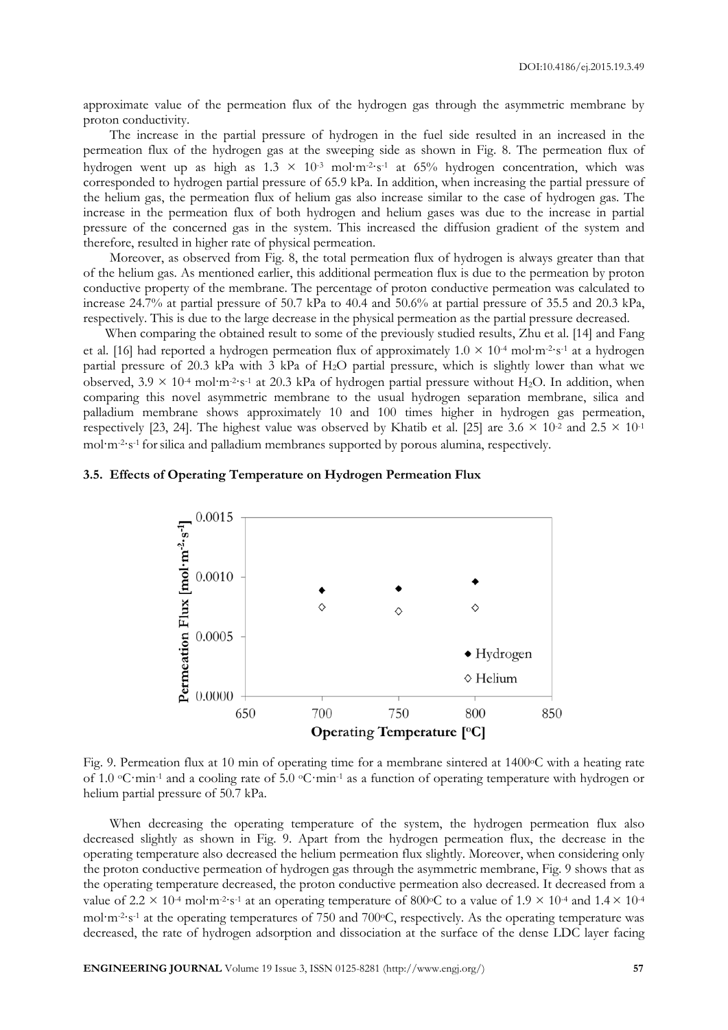approximate value of the permeation flux of the hydrogen gas through the asymmetric membrane by proton conductivity.

The increase in the partial pressure of hydrogen in the fuel side resulted in an increased in the permeation flux of the hydrogen gas at the sweeping side as shown in Fig. 8. The permeation flux of hydrogen went up as high as $1.3 \times 10^{-3}$ mol·m$^{-2}$·s$^{-1}$ at 65% hydrogen concentration, which was corresponded to hydrogen partial pressure of 65.9 kPa. In addition, when increasing the partial pressure of the helium gas, the permeation flux of helium gas also increase similar to the case of hydrogen gas. The increase in the permeation flux of both hydrogen and helium gases was due to the increase in partial pressure of the concerned gas in the system. This increased the diffusion gradient of the system and therefore, resulted in higher rate of physical permeation.

Moreover, as observed from Fig. 8, the total permeation flux of hydrogen is always greater than that of the helium gas. As mentioned earlier, this additional permeation flux is due to the permeation by proton conductive property of the membrane. The percentage of proton conductive permeation was calculated to increase 24.7% at partial pressure of 50.7 kPa to 40.4 and 50.6% at partial pressure of 35.5 and 20.3 kPa, respectively. This is due to the large decrease in the physical permeation as the partial pressure decreased.

When comparing the obtained result to some of the previously studied results, Zhu et al. [14] and Fang et al. [16] had reported a hydrogen permeation flux of approximately $1.0 \times 10^{-4}$ mol·m$^{-2}$·s$^{-1}$ at a hydrogen partial pressure of 20.3 kPa with 3 kPa of $H_2O$ partial pressure, which is slightly lower than what we observed, $3.9 \times 10^{-4}$ mol·m$^{-2}$·s$^{-1}$ at 20.3 kPa of hydrogen partial pressure without $H_2O$. In addition, when comparing this novel asymmetric membrane to the usual hydrogen separation membrane, silica and palladium membrane shows approximately 10 and 100 times higher in hydrogen gas permeation, respectively [23, 24]. The highest value was observed by Khatib et al. [25] are $3.6 \times 10^{-2}$ and $2.5 \times 10^{-1}$ mol·m$^{-2}$·s$^{-1}$ for silica and palladium membranes supported by porous alumina, respectively.

### 3.5. Effects of Operating Temperature on Hydrogen Permeation Flux

Fig. 9. Permeation flux at 10 min of operating time for a membrane sintered at 1400°C with a heating rate of 1.0 °C·min$^{-1}$ and a cooling rate of 5.0 °C·min$^{-1}$ as a function of operating temperature with hydrogen or helium partial pressure of 50.7 kPa.

When decreasing the operating temperature of the system, the hydrogen permeation flux also decreased slightly as shown in Fig. 9. Apart from the hydrogen permeation flux, the decrease in the operating temperature also decreased the helium permeation flux slightly. Moreover, when considering only the proton conductive permeation of hydrogen gas through the asymmetric membrane, Fig. 9 shows that as the operating temperature decreased, the proton conductive permeation also decreased. It decreased from a value of $2.2 \times 10^{-4}$ mol·m$^{-2}$·s$^{-1}$ at an operating temperature of 800°C to a value of $1.9 \times 10^{-4}$ and $1.4 \times 10^{-4}$ mol·m$^{-2}$·s$^{-1}$ at the operating temperatures of 750 and 700°C, respectively. As the operating temperature was decreased, the rate of hydrogen adsorption and dissociation at the surface of the dense LDC layer facing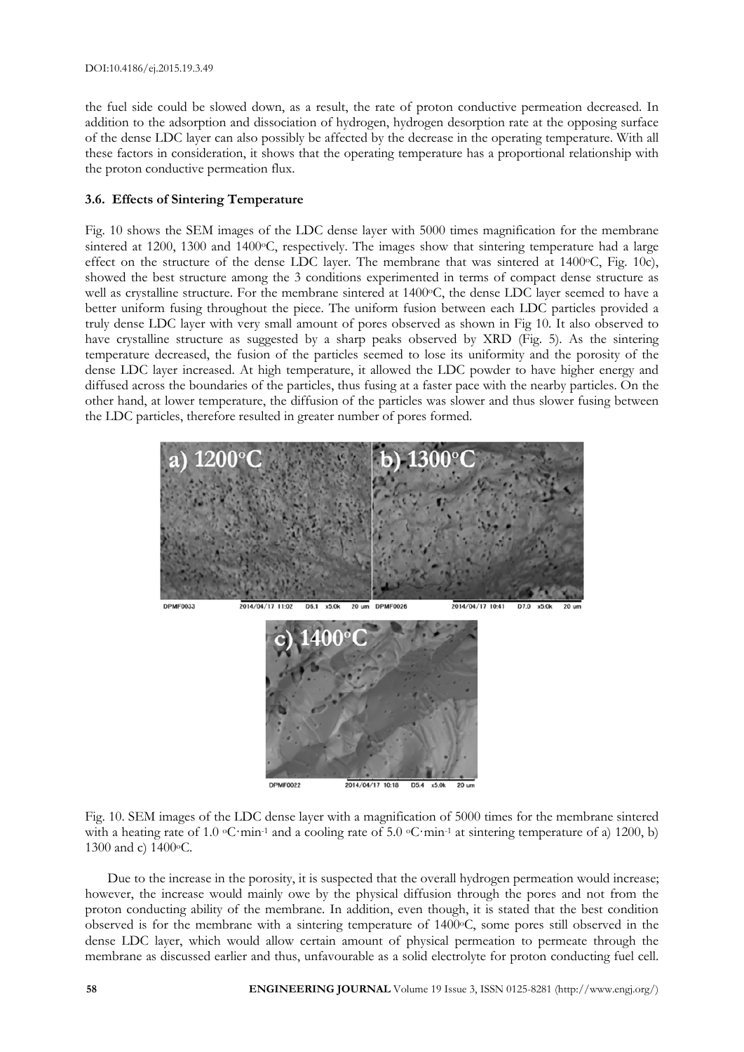the fuel side could be slowed down, as a result, the rate of proton conductive permeation decreased. In addition to the adsorption and dissociation of hydrogen, hydrogen desorption rate at the opposing surface of the dense LDC layer can also possibly be affected by the decrease in the operating temperature. With all these factors in consideration, it shows that the operating temperature has a proportional relationship with the proton conductive permeation flux.

### 3.6. Effects of Sintering Temperature

Fig. 10 shows the SEM images of the LDC dense layer with 5000 times magnification for the membrane sintered at 1200, 1300 and 1400°C, respectively. The images show that sintering temperature had a large effect on the structure of the dense LDC layer. The membrane that was sintered at 1400°C, Fig. 10c), showed the best structure among the 3 conditions experimented in terms of compact dense structure as well as crystalline structure. For the membrane sintered at 1400°C, the dense LDC layer seemed to have a better uniform fusing throughout the piece. The uniform fusion between each LDC particles provided a truly dense LDC layer with very small amount of pores observed as shown in Fig 10. It also observed to have crystalline structure as suggested by a sharp peaks observed by XRD (Fig. 5). As the sintering temperature decreased, the fusion of the particles seemed to lose its uniformity and the porosity of the dense LDC layer increased. At high temperature, it allowed the LDC powder to have higher energy and diffused across the boundaries of the particles, thus fusing at a faster pace with the nearby particles. On the other hand, at lower temperature, the diffusion of the particles was slower and thus slower fusing between the LDC particles, therefore resulted in greater number of pores formed.

Fig. 10. SEM images of the LDC dense layer with a magnification of 5000 times for the membrane sintered with a heating rate of 1.0 °C·min$^{-1}$ and a cooling rate of 5.0 °C·min$^{-1}$ at sintering temperature of a) 1200, b) 1300 and c) 1400°C.

Due to the increase in the porosity, it is suspected that the overall hydrogen permeation would increase; however, the increase would mainly owe by the physical diffusion through the pores and not from the proton conducting ability of the membrane. In addition, even though, it is stated that the best condition observed is for the membrane with a sintering temperature of 1400°C, some pores still observed in the dense LDC layer, which would allow certain amount of physical permeation to permeate through the membrane as discussed earlier and thus, unfavourable as a solid electrolyte for proton conducting fuel cell.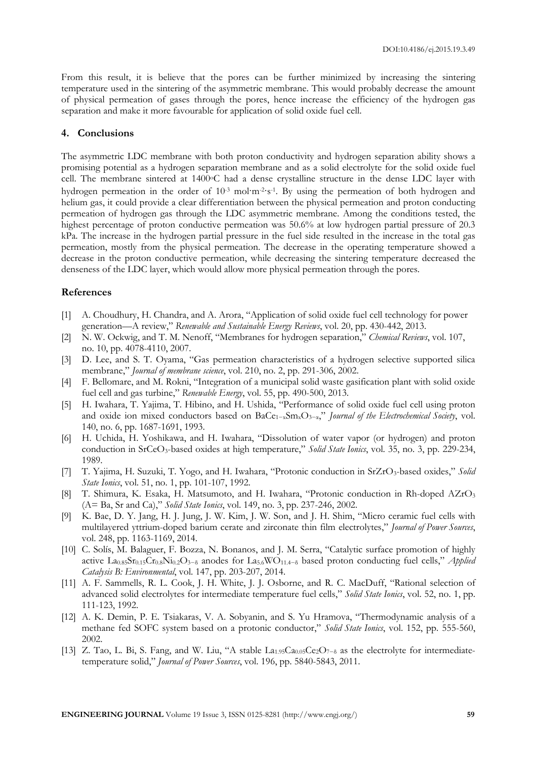From this result, it is believe that the pores can be further minimized by increasing the sintering temperature used in the sintering of the asymmetric membrane. This would probably decrease the amount of physical permeation of gases through the pores, hence increase the efficiency of the hydrogen gas separation and make it more favourable for application of solid oxide fuel cell.

## 4. Conclusions

The asymmetric LDC membrane with both proton conductivity and hydrogen separation ability shows a promising potential as a hydrogen separation membrane and as a solid electrolyte for the solid oxide fuel cell. The membrane sintered at 1400$^{o}$C had a dense crystalline structure in the dense LDC layer with hydrogen permeation in the order of $10^{-3}$ mol·m$^{-2}$·s$^{-1}$. By using the permeation of both hydrogen and helium gas, it could provide a clear differentiation between the physical permeation and proton conducting permeation of hydrogen gas through the LDC asymmetric membrane. Among the conditions tested, the highest percentage of proton conductive permeation was 50.6% at low hydrogen partial pressure of 20.3 kPa. The increase in the hydrogen partial pressure in the fuel side resulted in the increase in the total gas permeation, mostly from the physical permeation. The decrease in the operating temperature showed a decrease in the proton conductive permeation, while decreasing the sintering temperature decreased the denseness of the LDC layer, which would allow more physical permeation through the pores.

## References

[1] A. Choudhury, H. Chandra, and A. Arora, "Application of solid oxide fuel cell technology for power generation—A review," *Renewable and Sustainable Energy Reviews*, vol. 20, pp. 430-442, 2013.

[2] N. W. Ockwig, and T. M. Nenoff, "Membranes for hydrogen separation," *Chemical Reviews*, vol. 107, no. 10, pp. 4078-4110, 2007.

[3] D. Lee, and S. T. Oyama, "Gas permeation characteristics of a hydrogen selective supported silica membrane," *Journal of membrane science*, vol. 210, no. 2, pp. 291-306, 2002.

[4] F. Bellomare, and M. Rokni, "Integration of a municipal solid waste gasification plant with solid oxide fuel cell and gas turbine," *Renewable Energy*, vol. 55, pp. 490-500, 2013.

[5] H. Iwahara, T. Yajima, T. Hibino, and H. Ushida, "Performance of solid oxide fuel cell using proton and oxide ion mixed conductors based on $BaCe_{1-x}Sm_xO_{3-\alpha}$," *Journal of the Electrochemical Society*, vol. 140, no. 6, pp. 1687-1691, 1993.

[6] H. Uchida, H. Yoshikawa, and H. Iwahara, "Dissolution of water vapor (or hydrogen) and proton conduction in $SrCeO_3$-based oxides at high temperature," *Solid State Ionics*, vol. 35, no. 3, pp. 229-234, 1989.

[7] T. Yajima, H. Suzuki, T. Yogo, and H. Iwahara, "Protonic conduction in $SrZrO_3$-based oxides," *Solid State Ionics*, vol. 51, no. 1, pp. 101-107, 1992.

[8] T. Shimura, K. Esaka, H. Matsumoto, and H. Iwahara, "Protonic conduction in Rh-doped $AZrO_3$ (A= Ba, Sr and Ca)," *Solid State Ionics*, vol. 149, no. 3, pp. 237-246, 2002.

[9] K. Bae, D. Y. Jang, H. J. Jung, J. W. Kim, J. W. Son, and J. H. Shim, "Micro ceramic fuel cells with multilayered yttrium-doped barium cerate and zirconate thin film electrolytes," *Journal of Power Sources*, vol. 248, pp. 1163-1169, 2014.

[10] C. Solís, M. Balaguer, F. Bozza, N. Bonanos, and J. M. Serra, "Catalytic surface promotion of highly active $La_{0.85}Sr_{0.15}Cr_{0.8}Ni_{0.2}O_{3-\delta}$ anodes for $La_{5.6}WO_{11.4-\delta}$ based proton conducting fuel cells," *Applied Catalysis B: Environmental*, vol. 147, pp. 203-207, 2014.

[11] A. F. Sammells, R. L. Cook, J. H. White, J. J. Osborne, and R. C. MacDuff, "Rational selection of advanced solid electrolytes for intermediate temperature fuel cells," *Solid State Ionics*, vol. 52, no. 1, pp. 111-123, 1992.

[12] A. K. Demin, P. E. Tsiakaras, V. A. Sobyanin, and S. Yu Hramova, "Thermodynamic analysis of a methane fed SOFC system based on a protonic conductor," *Solid State Ionics*, vol. 152, pp. 555-560, 2002.

[13] Z. Tao, L. Bi, S. Fang, and W. Liu, "A stable $La_{1.95}Ca_{0.05}Ce_2O_{7-\delta}$ as the electrolyte for intermediate-temperature solid," *Journal of Power Sources*, vol. 196, pp. 5840-5843, 2011.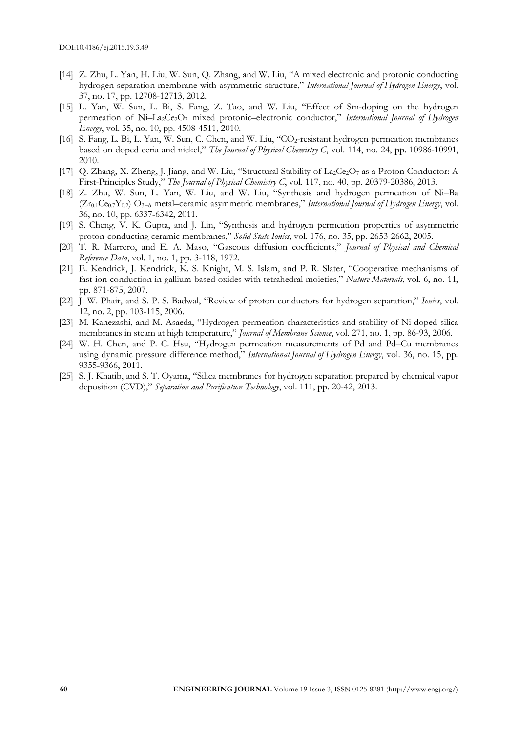[14] Z. Zhu, L. Yan, H. Liu, W. Sun, Q. Zhang, and W. Liu, "A mixed electronic and protonic conducting hydrogen separation membrane with asymmetric structure," *International Journal of Hydrogen Energy*, vol. 37, no. 17, pp. 12708-12713, 2012.

[15] L. Yan, W. Sun, L. Bi, S. Fang, Z. Tao, and W. Liu, "Effect of Sm-doping on the hydrogen permeation of Ni–$La_2Ce_2O_7$ mixed protonic–electronic conductor," *International Journal of Hydrogen Energy*, vol. 35, no. 10, pp. 4508-4511, 2010.

[16] S. Fang, L. Bi, L. Yan, W. Sun, C. Chen, and W. Liu, "$CO_2$-resistant hydrogen permeation membranes based on doped ceria and nickel," *The Journal of Physical Chemistry C*, vol. 114, no. 24, pp. 10986-10991, 2010.

[17] Q. Zhang, X. Zheng, J. Jiang, and W. Liu, "Structural Stability of $La_2Ce_2O_7$ as a Proton Conductor: A First-Principles Study," *The Journal of Physical Chemistry C*, vol. 117, no. 40, pp. 20379-20386, 2013.

[18] Z. Zhu, W. Sun, L. Yan, W. Liu, and W. Liu, "Synthesis and hydrogen permeation of Ni–Ba $(Zr_{0.1}Ce_{0.7}Y_{0.2})$ $O_{3-\delta}$ metal–ceramic asymmetric membranes," *International Journal of Hydrogen Energy*, vol. 36, no. 10, pp. 6337-6342, 2011.

[19] S. Cheng, V. K. Gupta, and J. Lin, "Synthesis and hydrogen permeation properties of asymmetric proton-conducting ceramic membranes," *Solid State Ionics*, vol. 176, no. 35, pp. 2653-2662, 2005.

[20] T. R. Marrero, and E. A. Maso, "Gaseous diffusion coefficients," *Journal of Physical and Chemical Reference Data*, vol. 1, no. 1, pp. 3-118, 1972.

[21] E. Kendrick, J. Kendrick, K. S. Knight, M. S. Islam, and P. R. Slater, "Cooperative mechanisms of fast-ion conduction in gallium-based oxides with tetrahedral moieties," *Nature Materials*, vol. 6, no. 11, pp. 871-875, 2007.

[22] J. W. Phair, and S. P. S. Badwal, "Review of proton conductors for hydrogen separation," *Ionics*, vol. 12, no. 2, pp. 103-115, 2006.

[23] M. Kanezashi, and M. Asaeda, "Hydrogen permeation characteristics and stability of Ni-doped silica membranes in steam at high temperature," *Journal of Membrane Science*, vol. 271, no. 1, pp. 86-93, 2006.

[24] W. H. Chen, and P. C. Hsu, "Hydrogen permeation measurements of Pd and Pd–Cu membranes using dynamic pressure difference method," *International Journal of Hydrogen Energy*, vol. 36, no. 15, pp. 9355-9366, 2011.

[25] S. J. Khatib, and S. T. Oyama, "Silica membranes for hydrogen separation prepared by chemical vapor deposition (CVD)," *Separation and Purification Technology*, vol. 111, pp. 20-42, 2013.